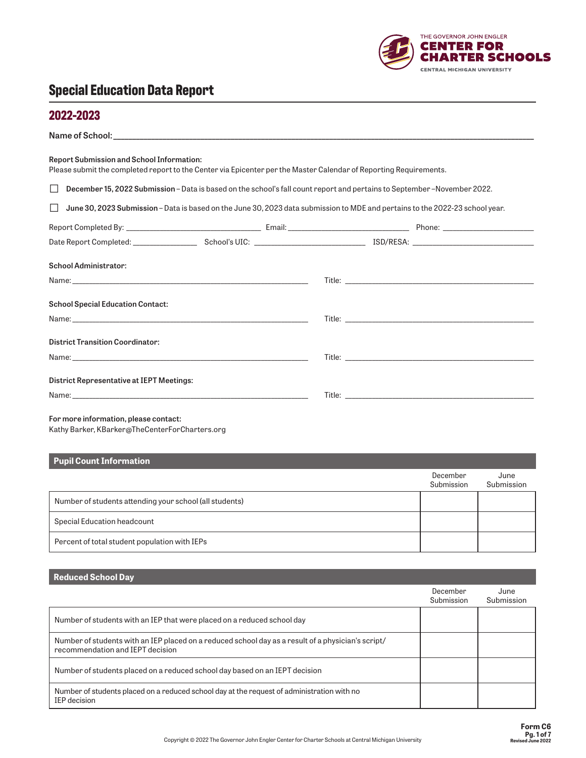# Special Education Data Report

## 2022-2023

**Name of School:** ______________________________________________

**Report Submission and School Information:**
Please submit the completed report to the Center via Epicenter per the Master Calendar of Reporting Requirements.

☐ **December 15, 2022 Submission** – Data is based on the school's fall count report and pertains to September –November 2022.

☐ **June 30, 2023 Submission** – Data is based on the June 30, 2023 data submission to MDE and pertains to the 2022-23 school year.

Report Completed By: ____________________ Email: ____________________ Phone: ____________________

Date Report Completed: ______________ School's UIC: ____________________ ISD/RESA: ____________________

**School Administrator:**

Name: ______________________________ Title: ______________________________

**School Special Education Contact:**

Name: ______________________________ Title: ______________________________

**District Transition Coordinator:**

Name: ______________________________ Title: ______________________________

**District Representative at IEPT Meetings:**

Name: ______________________________ Title: ______________________________

**For more information, please contact:**
Kathy Barker, KBarker@TheCenterForCharters.org

### Pupil Count Information

| | December Submission | June Submission |
|---|---|---|
| Number of students attending your school (all students) | | |
| Special Education headcount | | |
| Percent of total student population with IEPs | | |

### Reduced School Day

| | December Submission | June Submission |
|---|---|---|
| Number of students with an IEP that were placed on a reduced school day | | |
| Number of students with an IEP placed on a reduced school day as a result of a physician's script/ recommendation and IEPT decision | | |
| Number of students placed on a reduced school day based on an IEPT decision | | |
| Number of students placed on a reduced school day at the request of administration with no IEP decision | | |

Form C6
Revised June 2022

Copyright © 2022 The Governor John Engler Center for Charter Schools at Central Michigan University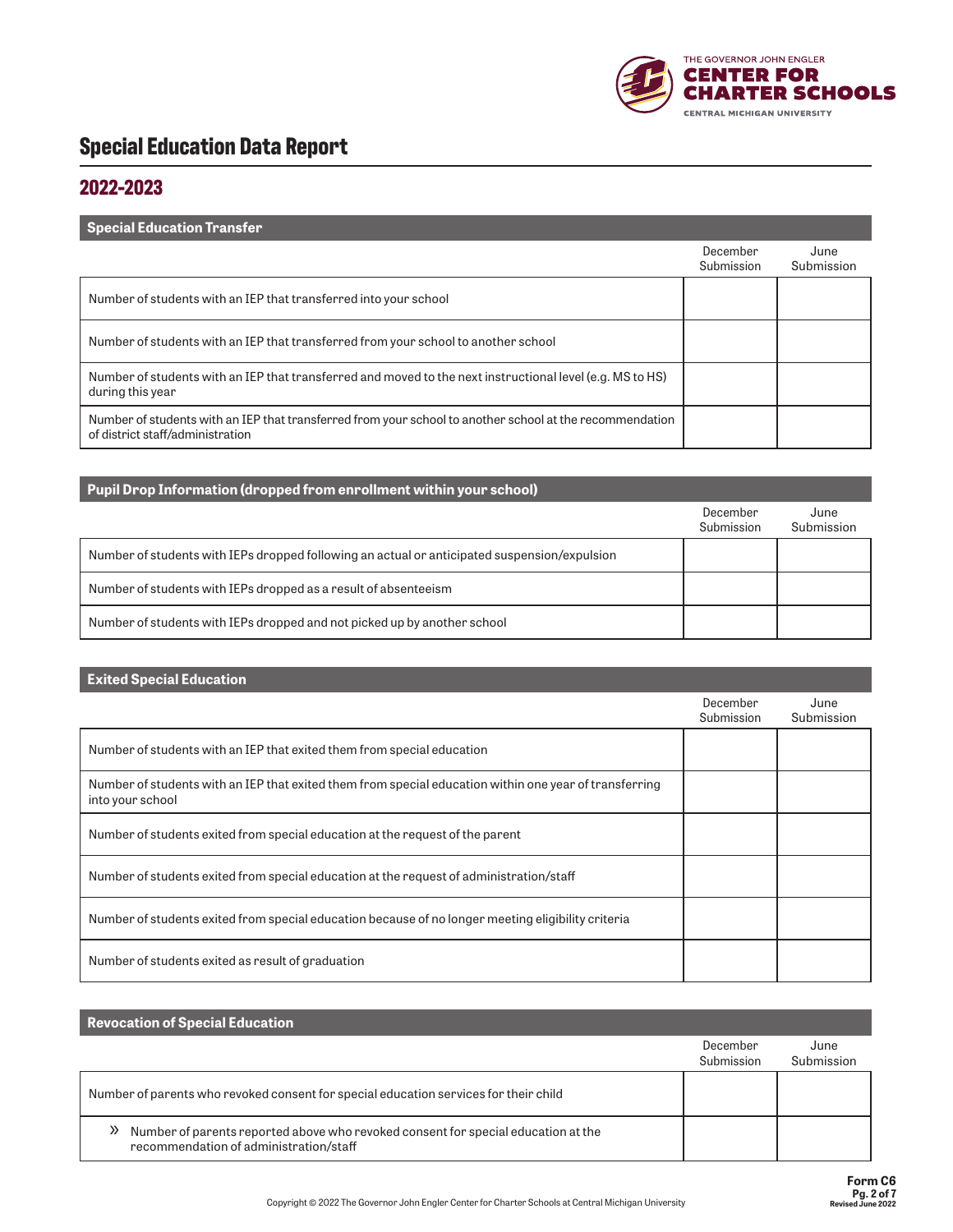# Special Education Data Report

## 2022-2023

| Special Education Transfer | December Submission | June Submission |
|---|---|---|
| Number of students with an IEP that transferred into your school | | |
| Number of students with an IEP that transferred from your school to another school | | |
| Number of students with an IEP that transferred and moved to the next instructional level (e.g. MS to HS) during this year | | |
| Number of students with an IEP that transferred from your school to another school at the recommendation of district staff/administration | | |

| Pupil Drop Information (dropped from enrollment within your school) | December Submission | June Submission |
|---|---|---|
| Number of students with IEPs dropped following an actual or anticipated suspension/expulsion | | |
| Number of students with IEPs dropped as a result of absenteeism | | |
| Number of students with IEPs dropped and not picked up by another school | | |

| Exited Special Education | December Submission | June Submission |
|---|---|---|
| Number of students with an IEP that exited them from special education | | |
| Number of students with an IEP that exited them from special education within one year of transferring into your school | | |
| Number of students exited from special education at the request of the parent | | |
| Number of students exited from special education at the request of administration/staff | | |
| Number of students exited from special education because of no longer meeting eligibility criteria | | |
| Number of students exited as result of graduation | | |

| Revocation of Special Education | December Submission | June Submission |
|---|---|---|
| Number of parents who revoked consent for special education services for their child | | |
| » Number of parents reported above who revoked consent for special education at the recommendation of administration/staff | | |

Copyright © 2022 The Governor John Engler Center for Charter Schools at Central Michigan University

Form C6
Revised June 2022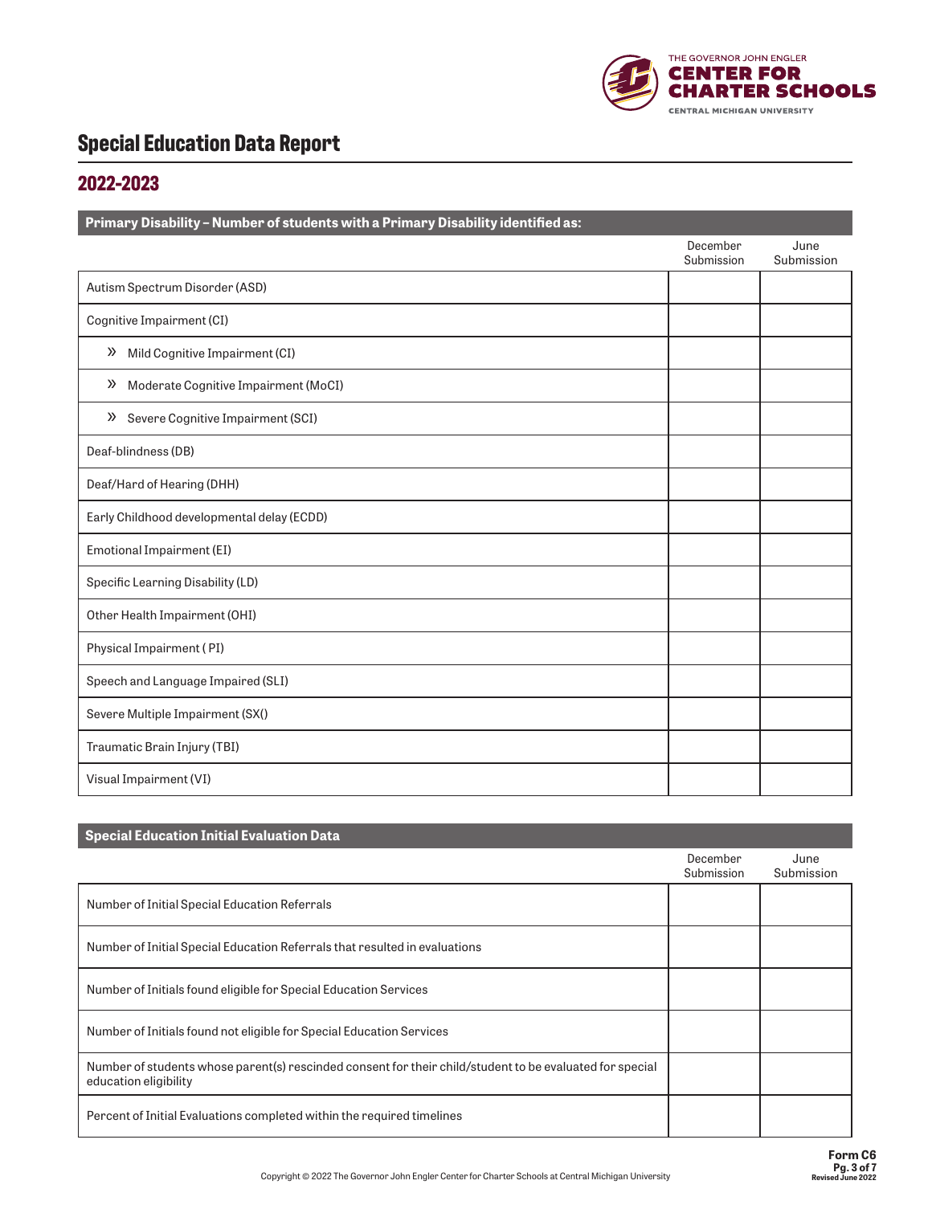# Special Education Data Report

## 2022-2023

| Primary Disability – Number of students with a Primary Disability identified as: | December Submission | June Submission |
| --- | --- | --- |
| Autism Spectrum Disorder (ASD) | | |
| Cognitive Impairment (CI) | | |
| » Mild Cognitive Impairment (CI) | | |
| » Moderate Cognitive Impairment (MoCI) | | |
| » Severe Cognitive Impairment (SCI) | | |
| Deaf-blindness (DB) | | |
| Deaf/Hard of Hearing (DHH) | | |
| Early Childhood developmental delay (ECDD) | | |
| Emotional Impairment (EI) | | |
| Specific Learning Disability (LD) | | |
| Other Health Impairment (OHI) | | |
| Physical Impairment ( PI) | | |
| Speech and Language Impaired (SLI) | | |
| Severe Multiple Impairment (SX() | | |
| Traumatic Brain Injury (TBI) | | |
| Visual Impairment (VI) | | |

| Special Education Initial Evaluation Data | December Submission | June Submission |
| --- | --- | --- |
| Number of Initial Special Education Referrals | | |
| Number of Initial Special Education Referrals that resulted in evaluations | | |
| Number of Initials found eligible for Special Education Services | | |
| Number of Initials found not eligible for Special Education Services | | |
| Number of students whose parent(s) rescinded consent for their child/student to be evaluated for special education eligibility | | |
| Percent of Initial Evaluations completed within the required timelines | | |

Copyright © 2022 The Governor John Engler Center for Charter Schools at Central Michigan University

Form C6
Revised June 2022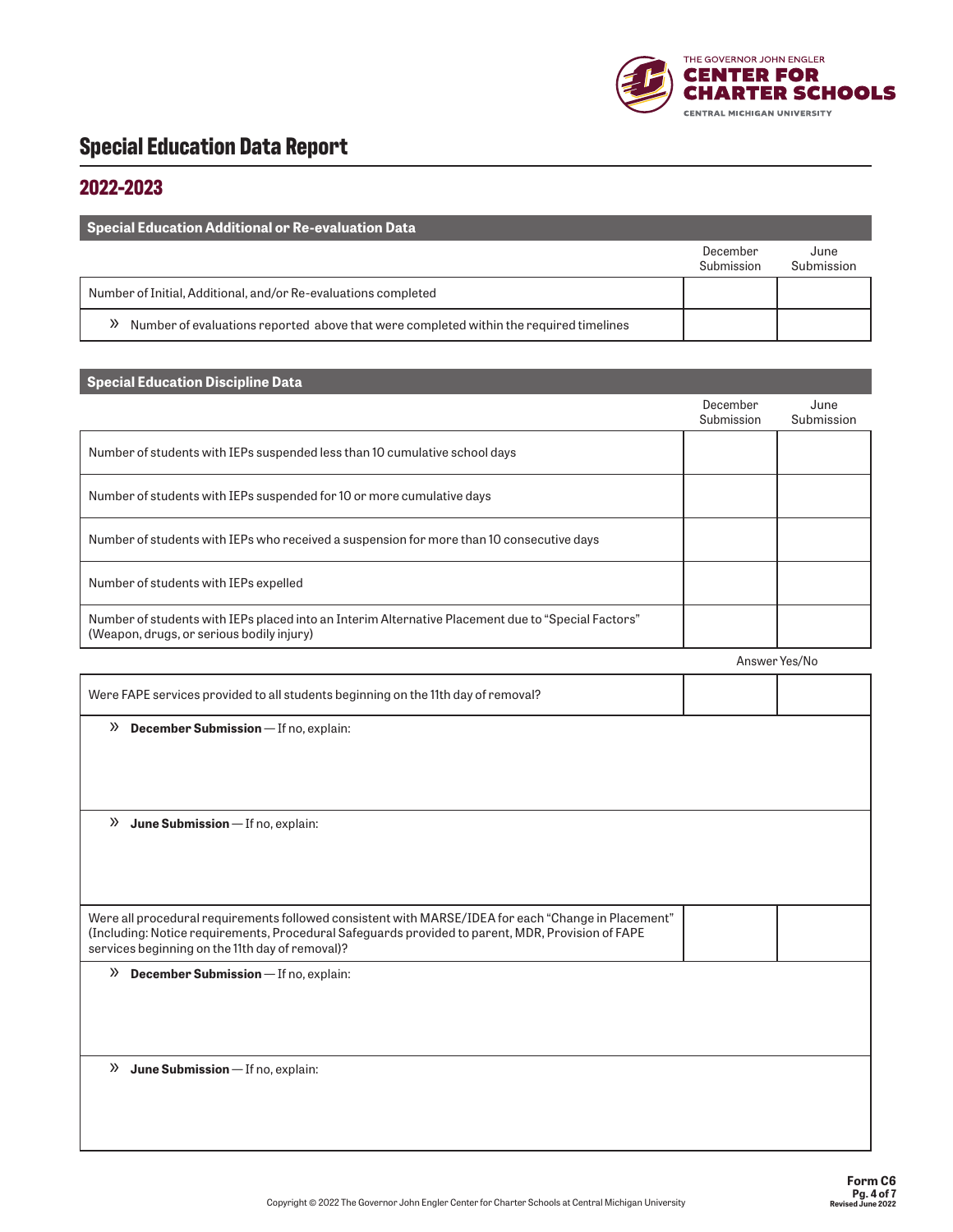# Special Education Data Report

## 2022-2023

### Special Education Additional or Re-evaluation Data

| | December Submission | June Submission |
|---|---|---|
| Number of Initial, Additional, and/or Re-evaluations completed | | |
| » Number of evaluations reported above that were completed within the required timelines | | |

### Special Education Discipline Data

| | December Submission | June Submission |
|---|---|---|
| Number of students with IEPs suspended less than 10 cumulative school days | | |
| Number of students with IEPs suspended for 10 or more cumulative days | | |
| Number of students with IEPs who received a suspension for more than 10 consecutive days | | |
| Number of students with IEPs expelled | | |
| Number of students with IEPs placed into an Interim Alternative Placement due to "Special Factors" (Weapon, drugs, or serious bodily injury) | | |

Answer Yes/No

| | December Submission | June Submission |
|---|---|---|
| Were FAPE services provided to all students beginning on the 11th day of removal? | | |

» **December Submission** — If no, explain:

» **June Submission** — If no, explain:

| | December Submission | June Submission |
|---|---|---|
| Were all procedural requirements followed consistent with MARSE/IDEA for each "Change in Placement" (Including: Notice requirements, Procedural Safeguards provided to parent, MDR, Provision of FAPE services beginning on the 11th day of removal)? | | |

» **December Submission** — If no, explain:

» **June Submission** — If no, explain:

Copyright © 2022 The Governor John Engler Center for Charter Schools at Central Michigan University

Form C6
Revised June 2022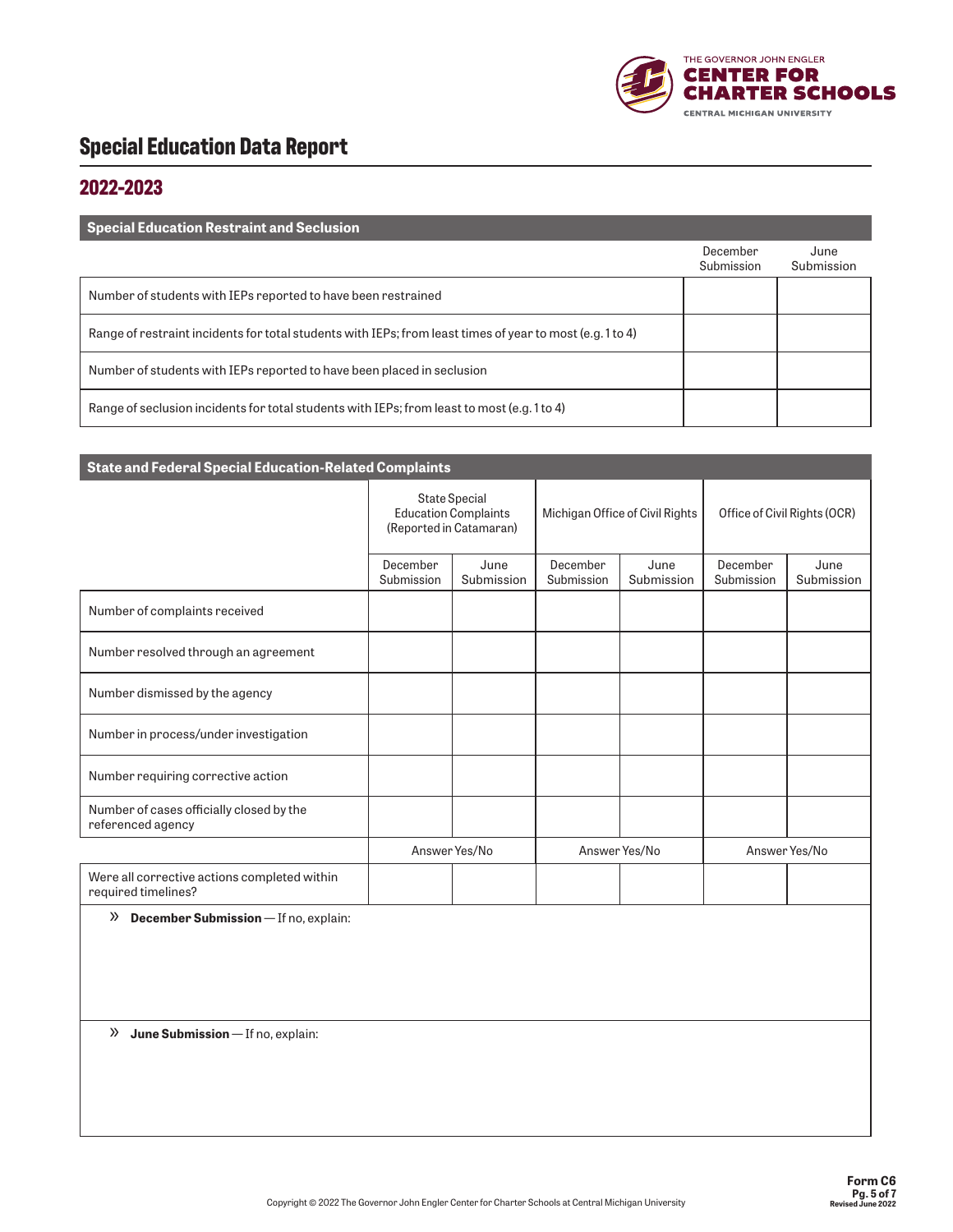# Special Education Data Report

## 2022-2023

| Special Education Restraint and Seclusion | December Submission | June Submission |
|---|---|---|
| Number of students with IEPs reported to have been restrained | | |
| Range of restraint incidents for total students with IEPs; from least times of year to most (e.g. 1 to 4) | | |
| Number of students with IEPs reported to have been placed in seclusion | | |
| Range of seclusion incidents for total students with IEPs; from least to most (e.g. 1 to 4) | | |

| State and Federal Special Education-Related Complaints | State Special Education Complaints (Reported in Catamaran) | | Michigan Office of Civil Rights | | Office of Civil Rights (OCR) | |
|---|---|---|---|---|---|---|
| | December Submission | June Submission | December Submission | June Submission | December Submission | June Submission |
| Number of complaints received | | | | | | |
| Number resolved through an agreement | | | | | | |
| Number dismissed by the agency | | | | | | |
| Number in process/under investigation | | | | | | |
| Number requiring corrective action | | | | | | |
| Number of cases officially closed by the referenced agency | | | | | | |
| | Answer Yes/No | | Answer Yes/No | | Answer Yes/No | |
| Were all corrective actions completed within required timelines? | | | | | | |

» **December Submission** — If no, explain:

» **June Submission** — If no, explain:

Copyright © 2022 The Governor John Engler Center for Charter Schools at Central Michigan University

Form C6
Revised June 2022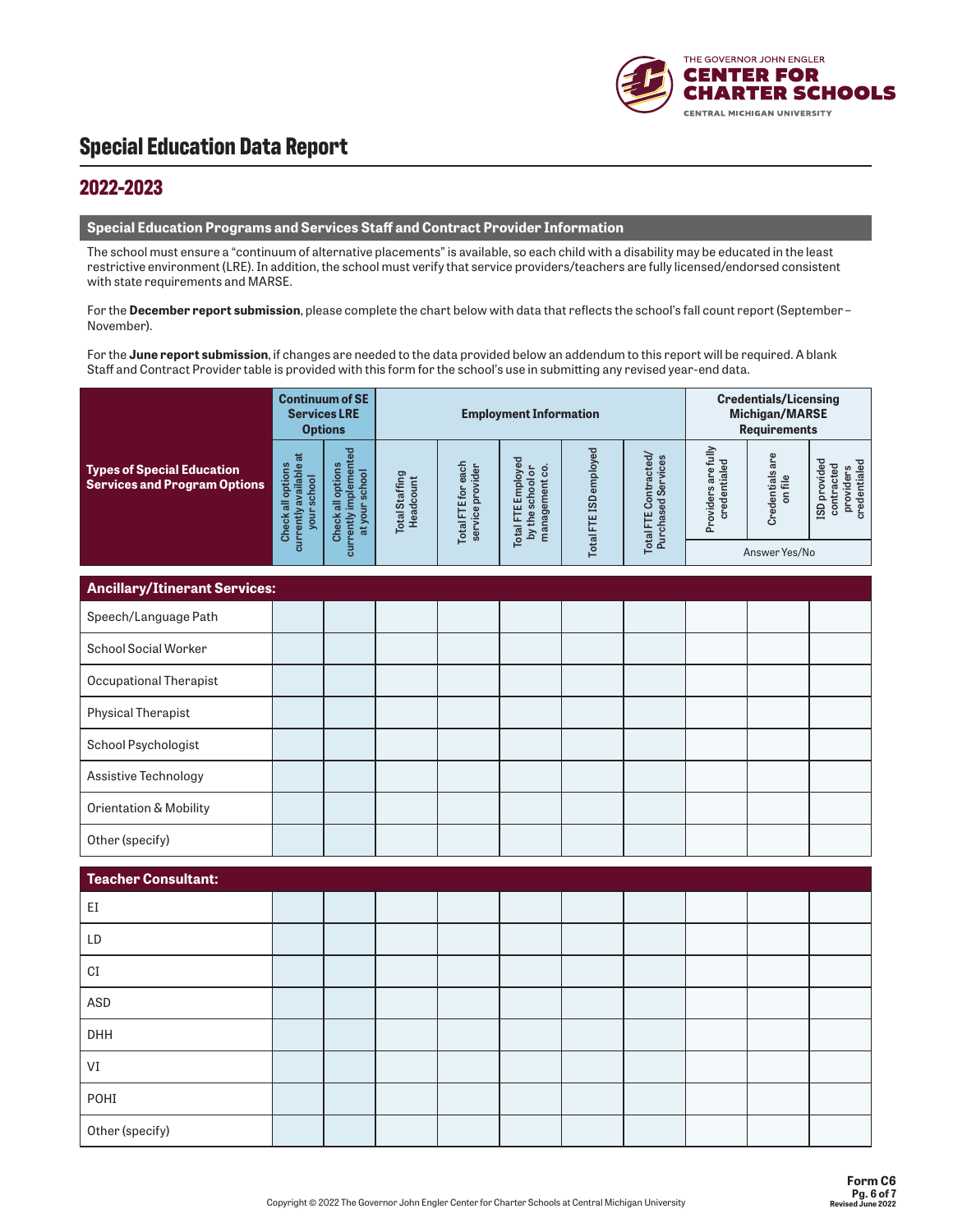# Special Education Data Report

## 2022-2023

### Special Education Programs and Services Staff and Contract Provider Information

The school must ensure a "continuum of alternative placements" is available, so each child with a disability may be educated in the least restrictive environment (LRE). In addition, the school must verify that service providers/teachers are fully licensed/endorsed consistent with state requirements and MARSE.

For the **December report submission**, please complete the chart below with data that reflects the school's fall count report (September – November).

For the **June report submission**, if changes are needed to the data provided below an addendum to this report will be required. A blank Staff and Contract Provider table is provided with this form for the school's use in submitting any revised year-end data.

| Types of Special Education Services and Program Options | Continuum of SE Services LRE Options | | Employment Information | | | | | Credentials/Licensing Michigan/MARSE Requirements (Answer Yes/No) | | |
|---|---|---|---|---|---|---|---|---|---|---|
| | Check all options currently available at your school | Check all options currently implemented at your school | Total Staffing Headcount | Total FTE for each service provider | Total FTE Employed by the school or management co. | Total FTE ISD employed | Total FTE Contracted/ Purchased Services | Providers are fully credentialed | Credentials are on file | ISD provided contracted providers credentialed |
| **Ancillary/Itinerant Services:** | | | | | | | | | | |
| Speech/Language Path | | | | | | | | | | |
| School Social Worker | | | | | | | | | | |
| Occupational Therapist | | | | | | | | | | |
| Physical Therapist | | | | | | | | | | |
| School Psychologist | | | | | | | | | | |
| Assistive Technology | | | | | | | | | | |
| Orientation & Mobility | | | | | | | | | | |
| Other (specify) | | | | | | | | | | |
| **Teacher Consultant:** | | | | | | | | | | |
| EI | | | | | | | | | | |
| LD | | | | | | | | | | |
| CI | | | | | | | | | | |
| ASD | | | | | | | | | | |
| DHH | | | | | | | | | | |
| VI | | | | | | | | | | |
| POHI | | | | | | | | | | |
| Other (specify) | | | | | | | | | | |

Form C6

Revised June 2022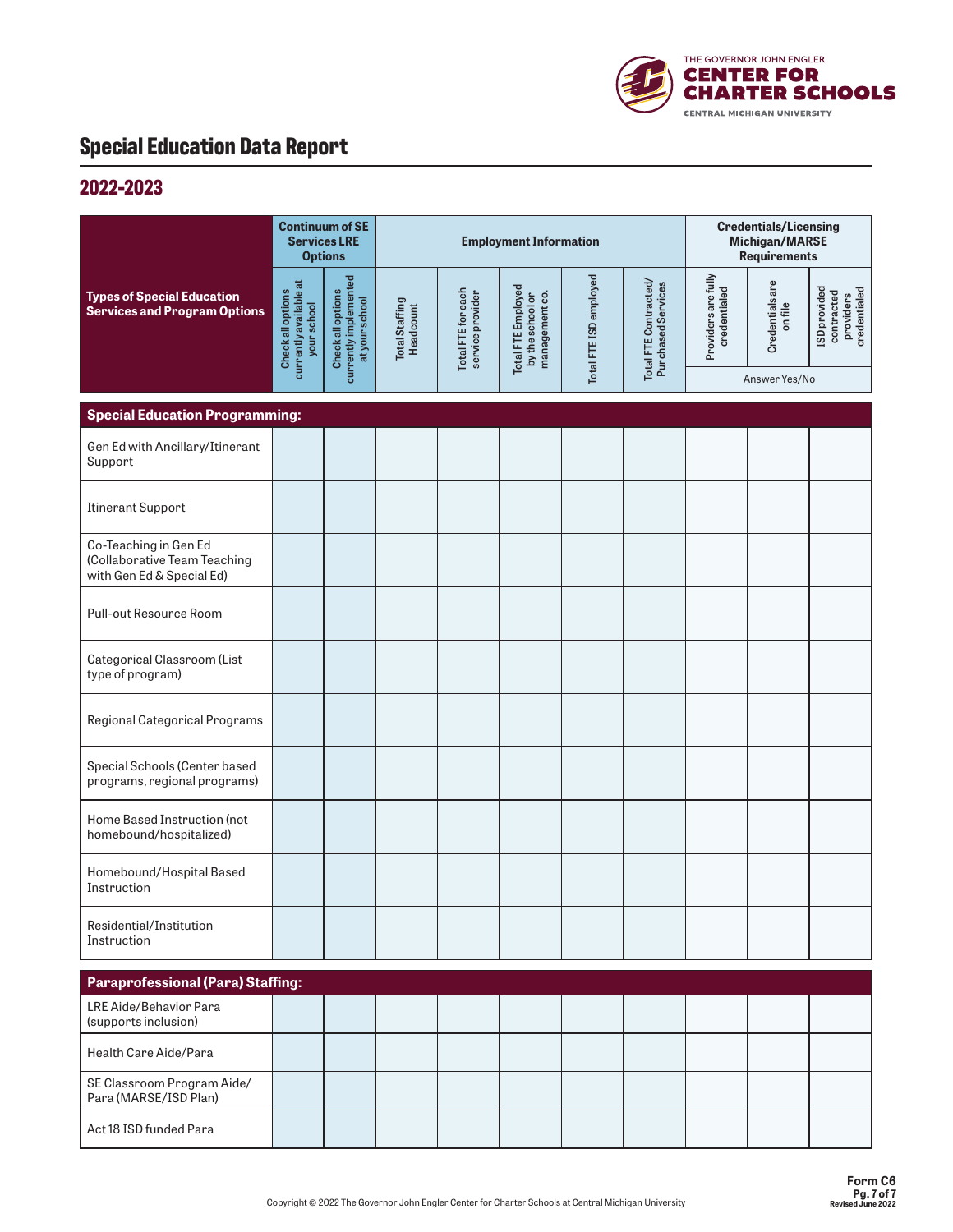# Special Education Data Report

## 2022-2023

| Types of Special Education Services and Program Options | Continuum of SE Services LRE Options | | Employment Information | | | | | Credentials/Licensing Michigan/MARSE Requirements | | |
|---|---|---|---|---|---|---|---|---|---|---|
| | Check all options currently available at your school | Check all options currently implemented at your school | Total Staffing Headcount | Total FTE for each service provider | Total FTE Employed by the school or management co. | Total FTE ISD employed | Total FTE Contracted/ Purchased Services | Providers are fully credentialed | Credentials are on file | ISD provided contracted providers credentialed |
| | | | | | | | | Answer Yes/No | | |
| **Special Education Programming:** | | | | | | | | | | |
| Gen Ed with Ancillary/Itinerant Support | | | | | | | | | | |
| Itinerant Support | | | | | | | | | | |
| Co-Teaching in Gen Ed (Collaborative Team Teaching with Gen Ed & Special Ed) | | | | | | | | | | |
| Pull-out Resource Room | | | | | | | | | | |
| Categorical Classroom (List type of program) | | | | | | | | | | |
| Regional Categorical Programs | | | | | | | | | | |
| Special Schools (Center based programs, regional programs) | | | | | | | | | | |
| Home Based Instruction (not homebound/hospitalized) | | | | | | | | | | |
| Homebound/Hospital Based Instruction | | | | | | | | | | |
| Residential/Institution Instruction | | | | | | | | | | |
| **Paraprofessional (Para) Staffing:** | | | | | | | | | | |
| LRE Aide/Behavior Para (supports inclusion) | | | | | | | | | | |
| Health Care Aide/Para | | | | | | | | | | |
| SE Classroom Program Aide/ Para (MARSE/ISD Plan) | | | | | | | | | | |
| Act 18 ISD funded Para | | | | | | | | | | |

Copyright © 2022 The Governor John Engler Center for Charter Schools at Central Michigan University

**Form C6**
Revised June 2022